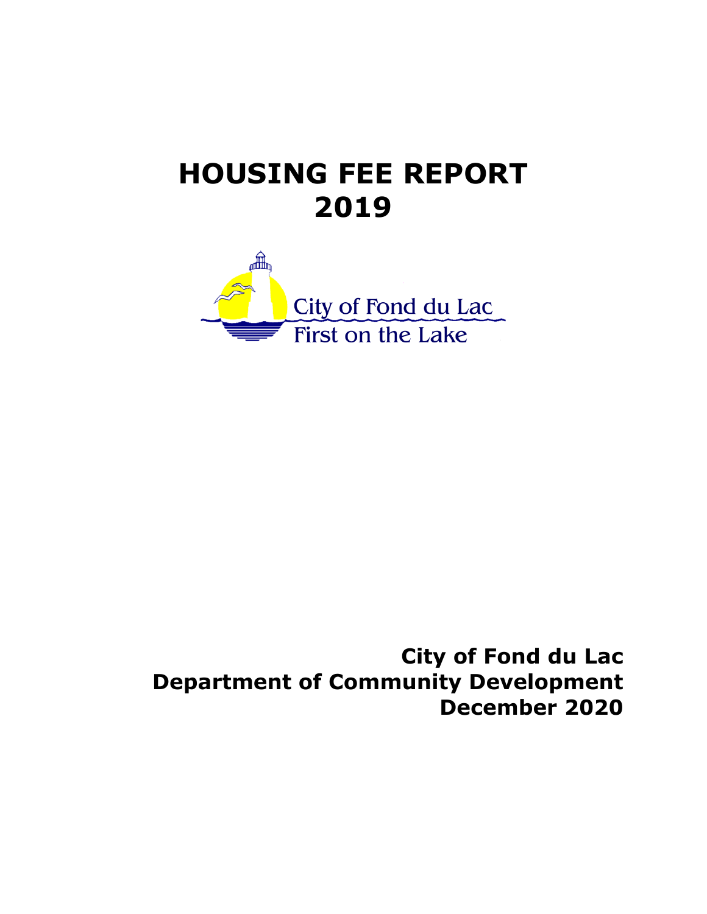# HOUSING FEE REPORT 2019

City of Fond du Lac
First on the Lake

**City of Fond du Lac**
**Department of Community Development**
**December 2020**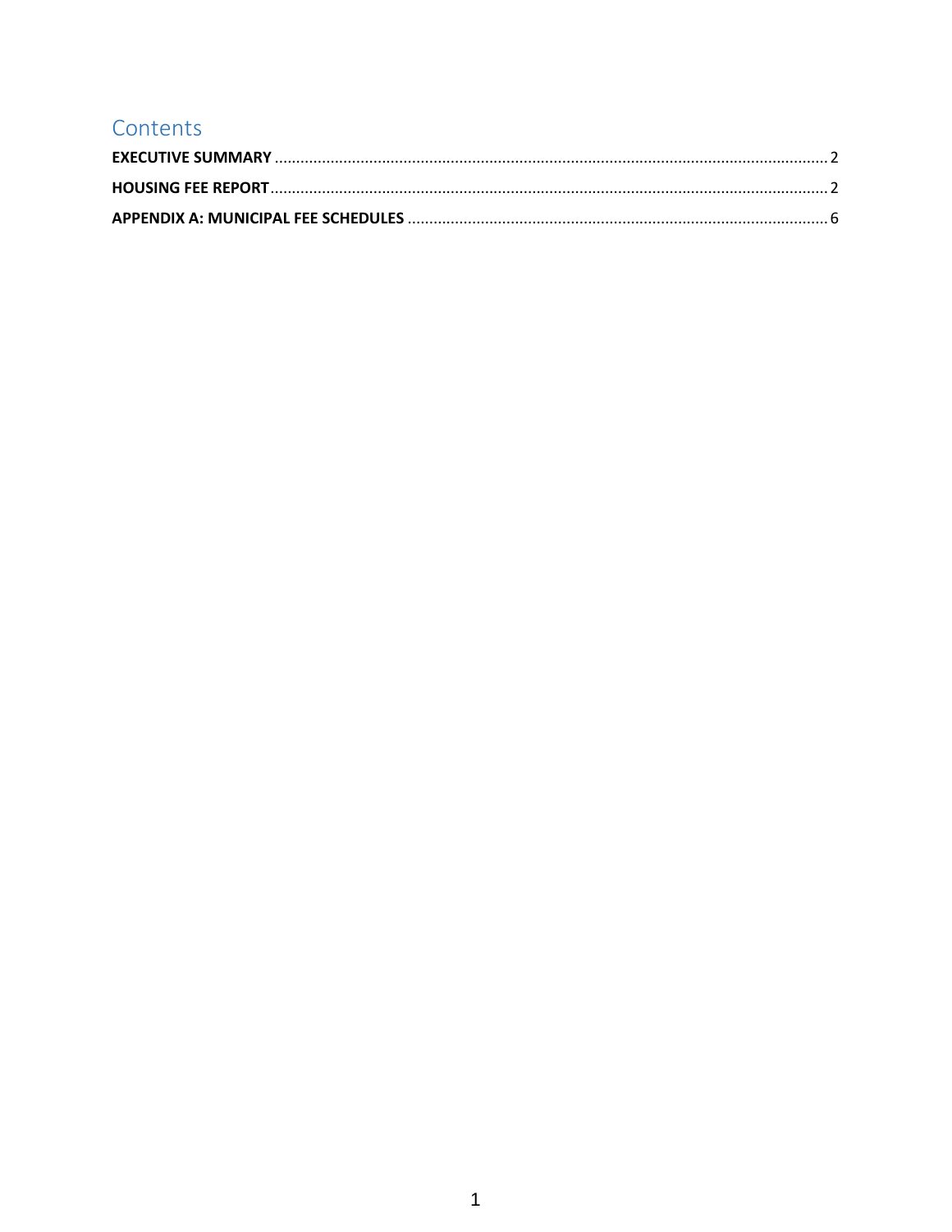# Contents

**EXECUTIVE SUMMARY** .......... 2

**HOUSING FEE REPORT** .......... 2

**APPENDIX A: MUNICIPAL FEE SCHEDULES** .......... 6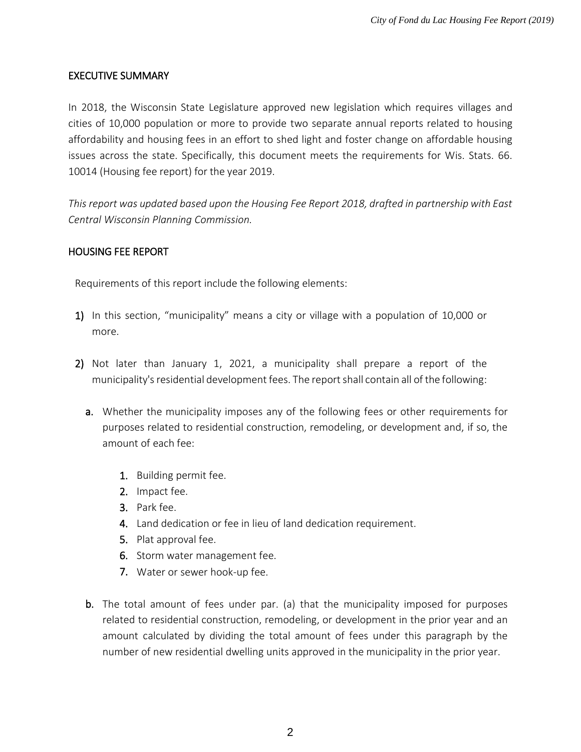## EXECUTIVE SUMMARY

In 2018, the Wisconsin State Legislature approved new legislation which requires villages and cities of 10,000 population or more to provide two separate annual reports related to housing affordability and housing fees in an effort to shed light and foster change on affordable housing issues across the state. Specifically, this document meets the requirements for Wis. Stats. 66. 10014 (Housing fee report) for the year 2019.

*This report was updated based upon the Housing Fee Report 2018, drafted in partnership with East Central Wisconsin Planning Commission.*

## HOUSING FEE REPORT

Requirements of this report include the following elements:

1) In this section, "municipality" means a city or village with a population of 10,000 or more.

2) Not later than January 1, 2021, a municipality shall prepare a report of the municipality's residential development fees. The report shall contain all of the following:

   a. Whether the municipality imposes any of the following fees or other requirements for purposes related to residential construction, remodeling, or development and, if so, the amount of each fee:

      1. Building permit fee.
      2. Impact fee.
      3. Park fee.
      4. Land dedication or fee in lieu of land dedication requirement.
      5. Plat approval fee.
      6. Storm water management fee.
      7. Water or sewer hook-up fee.

   b. The total amount of fees under par. (a) that the municipality imposed for purposes related to residential construction, remodeling, or development in the prior year and an amount calculated by dividing the total amount of fees under this paragraph by the number of new residential dwelling units approved in the municipality in the prior year.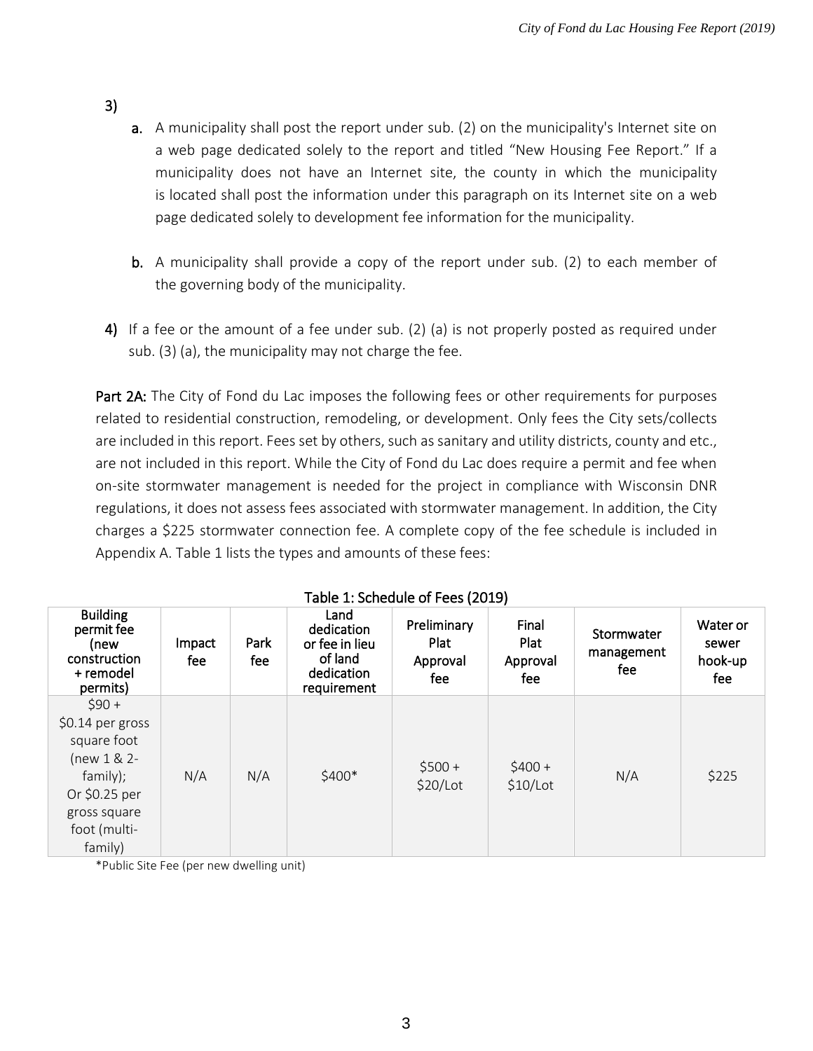3)

a. A municipality shall post the report under sub. (2) on the municipality's Internet site on a web page dedicated solely to the report and titled "New Housing Fee Report." If a municipality does not have an Internet site, the county in which the municipality is located shall post the information under this paragraph on its Internet site on a web page dedicated solely to development fee information for the municipality.

b. A municipality shall provide a copy of the report under sub. (2) to each member of the governing body of the municipality.

4) If a fee or the amount of a fee under sub. (2) (a) is not properly posted as required under sub. (3) (a), the municipality may not charge the fee.

**Part 2A:** The City of Fond du Lac imposes the following fees or other requirements for purposes related to residential construction, remodeling, or development. Only fees the City sets/collects are included in this report. Fees set by others, such as sanitary and utility districts, county and etc., are not included in this report. While the City of Fond du Lac does require a permit and fee when on-site stormwater management is needed for the project in compliance with Wisconsin DNR regulations, it does not assess fees associated with stormwater management. In addition, the City charges a $225 stormwater connection fee. A complete copy of the fee schedule is included in Appendix A. Table 1 lists the types and amounts of these fees:

**Table 1: Schedule of Fees (2019)**

| Building permit fee (new construction + remodel permits) | Impact fee | Park fee | Land dedication or fee in lieu of land dedication requirement | Preliminary Plat Approval fee | Final Plat Approval fee | Stormwater management fee | Water or sewer hook-up fee |
|---|---|---|---|---|---|---|---|
| $90 + $0.14 per gross square foot (new 1 & 2-family); Or $0.25 per gross square foot (multi-family) | N/A | N/A | $400* | $500 + $20/Lot | $400 + $10/Lot | N/A | $225 |

*Public Site Fee (per new dwelling unit)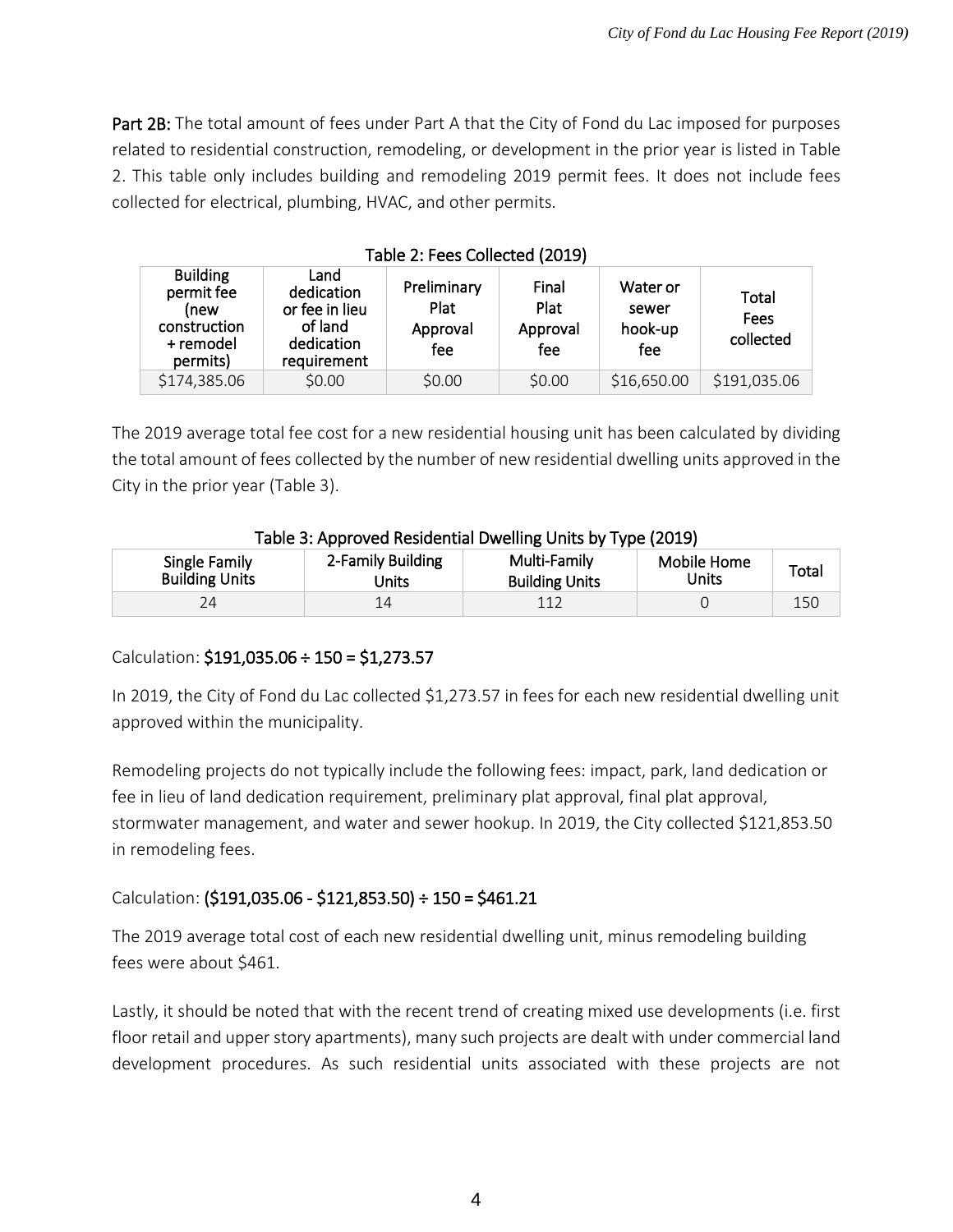**Part 2B:** The total amount of fees under Part A that the City of Fond du Lac imposed for purposes related to residential construction, remodeling, or development in the prior year is listed in Table 2. This table only includes building and remodeling 2019 permit fees. It does not include fees collected for electrical, plumbing, HVAC, and other permits.

Table 2: Fees Collected (2019)

| Building permit fee (new construction + remodel permits) | Land dedication or fee in lieu of land dedication requirement | Preliminary Plat Approval fee | Final Plat Approval fee | Water or sewer hook-up fee | Total Fees collected |
|---|---|---|---|---|---|
| $174,385.06 | $0.00 | $0.00 | $0.00 | $16,650.00 | $191,035.06 |

The 2019 average total fee cost for a new residential housing unit has been calculated by dividing the total amount of fees collected by the number of new residential dwelling units approved in the City in the prior year (Table 3).

Table 3: Approved Residential Dwelling Units by Type (2019)

| Single Family Building Units | 2-Family Building Units | Multi-Family Building Units | Mobile Home Units | Total |
|---|---|---|---|---|
| 24 | 14 | 112 | 0 | 150 |

Calculation: **$191,035.06 ÷ 150 = $1,273.57**

In 2019, the City of Fond du Lac collected $1,273.57 in fees for each new residential dwelling unit approved within the municipality.

Remodeling projects do not typically include the following fees: impact, park, land dedication or fee in lieu of land dedication requirement, preliminary plat approval, final plat approval, stormwater management, and water and sewer hookup. In 2019, the City collected $121,853.50 in remodeling fees.

Calculation: **($191,035.06 - $121,853.50) ÷ 150 = $461.21**

The 2019 average total cost of each new residential dwelling unit, minus remodeling building fees were about $461.

Lastly, it should be noted that with the recent trend of creating mixed use developments (i.e. first floor retail and upper story apartments), many such projects are dealt with under commercial land development procedures. As such residential units associated with these projects are not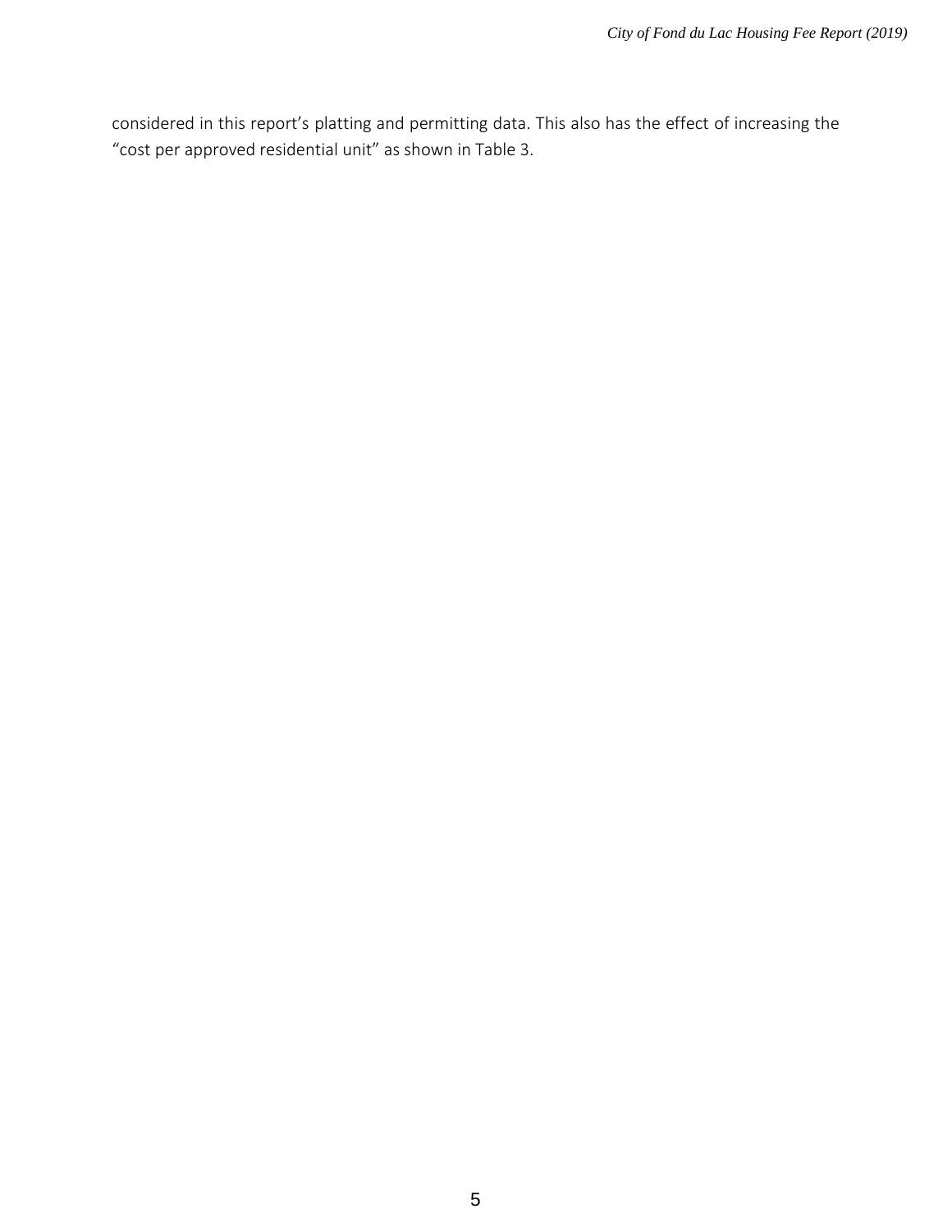considered in this report's platting and permitting data. This also has the effect of increasing the "cost per approved residential unit" as shown in Table 3.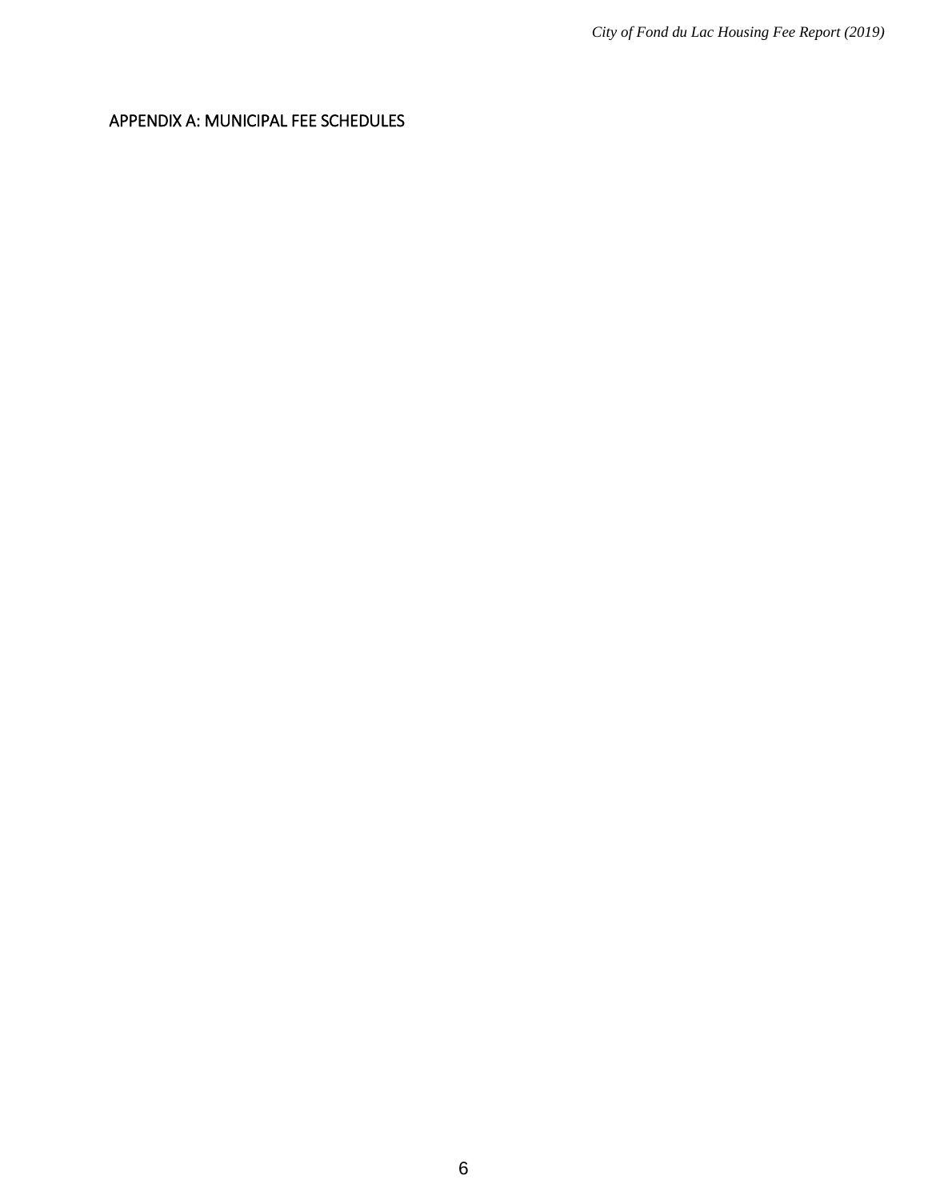## APPENDIX A: MUNICIPAL FEE SCHEDULES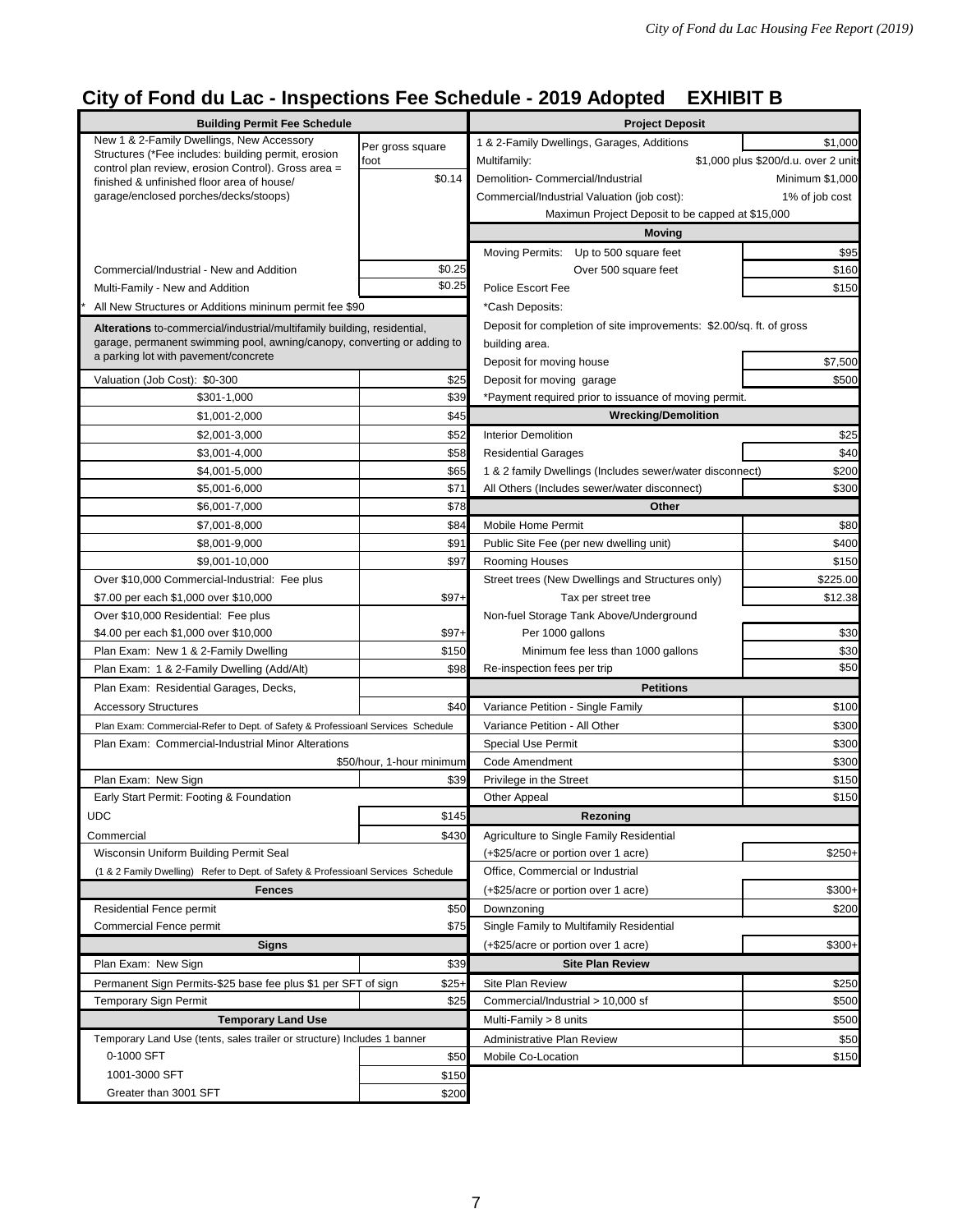# City of Fond du Lac - Inspections Fee Schedule - 2019 Adopted EXHIBIT B

| Building Permit Fee Schedule | |
|---|---|
| New 1 & 2-Family Dwellings, New Accessory Structures (*Fee includes: building permit, erosion control plan review, erosion Control). Gross area = finished & unfinished floor area of house/ garage/enclosed porches/decks/stoops) | Per gross square foot $0.14 |
| Commercial/Industrial - New and Addition | $0.25 |
| Multi-Family - New and Addition | $0.25 |
| * All New Structures or Additions mininum permit fee $90 | |
| **Alterations** to-commercial/industrial/multifamily building, residential, garage, permanent swimming pool, awning/canopy, converting or adding to a parking lot with pavement/concrete | |
| Valuation (Job Cost): $0-300 | $25 |
| $301-1,000 | $39 |
| $1,001-2,000 | $45 |
| $2,001-3,000 | $52 |
| $3,001-4,000 | $58 |
| $4,001-5,000 | $65 |
| $5,001-6,000 | $71 |
| $6,001-7,000 | $78 |
| $7,001-8,000 | $84 |
| $8,001-9,000 | $91 |
| $9,001-10,000 | $97 |
| Over $10,000 Commercial-Industrial: Fee plus $7.00 per each $1,000 over $10,000 | $97+ |
| Over $10,000 Residential: Fee plus $4.00 per each $1,000 over $10,000 | $97+ |
| Plan Exam: New 1 & 2-Family Dwelling | $150 |
| Plan Exam: 1 & 2-Family Dwelling (Add/Alt) | $98 |
| Plan Exam: Residential Garages, Decks, Accessory Structures | $40 |
| Plan Exam: Commercial-Refer to Dept. of Safety & Professioanl Services Schedule | |
| Plan Exam: Commercial-Industrial Minor Alterations | $50/hour, 1-hour minimum |
| Plan Exam: New Sign | $39 |
| Early Start Permit: Footing & Foundation | |
| UDC | $145 |
| Commercial | $430 |
| Wisconsin Uniform Building Permit Seal | |
| (1 & 2 Family Dwelling) Refer to Dept. of Safety & Professioanl Services Schedule | |
| **Fences** | |
| Residential Fence permit | $50 |
| Commercial Fence permit | $75 |
| **Signs** | |
| Plan Exam: New Sign | $39 |
| Permanent Sign Permits-$25 base fee plus $1 per SFT of sign | $25+ |
| Temporary Sign Permit | $25 |
| **Temporary Land Use** | |
| Temporary Land Use (tents, sales trailer or structure) Includes 1 banner | |
| 0-1000 SFT | $50 |
| 1001-3000 SFT | $150 |
| Greater than 3001 SFT | $200 |

| Project Deposit | |
|---|---|
| 1 & 2-Family Dwellings, Garages, Additions | $1,000 |
| Multifamily: | $1,000 plus $200/d.u. over 2 units |
| Demolition- Commercial/Industrial | Minimum $1,000 |
| Commercial/Industrial Valuation (job cost): | 1% of job cost |
| Maximun Project Deposit to be capped at $15,000 | |
| **Moving** | |
| Moving Permits: Up to 500 square feet | $95 |
| Over 500 square feet | $160 |
| Police Escort Fee | $150 |
| *Cash Deposits: | |
| Deposit for completion of site improvements: $2.00/sq. ft. of gross building area. | |
| Deposit for moving house | $7,500 |
| Deposit for moving garage | $500 |
| *Payment required prior to issuance of moving permit. | |
| **Wrecking/Demolition** | |
| Interior Demolition | $25 |
| Residential Garages | $40 |
| 1 & 2 family Dwellings (Includes sewer/water disconnect) | $200 |
| All Others (Includes sewer/water disconnect) | $300 |
| **Other** | |
| Mobile Home Permit | $80 |
| Public Site Fee (per new dwelling unit) | $400 |
| Rooming Houses | $150 |
| Street trees (New Dwellings and Structures only) | $225.00 |
| Tax per street tree | $12.38 |
| Non-fuel Storage Tank Above/Underground | |
| Per 1000 gallons | $30 |
| Minimum fee less than 1000 gallons | $30 |
| Re-inspection fees per trip | $50 |
| **Petitions** | |
| Variance Petition - Single Family | $100 |
| Variance Petition - All Other | $300 |
| Special Use Permit | $300 |
| Code Amendment | $300 |
| Privilege in the Street | $150 |
| Other Appeal | $150 |
| **Rezoning** | |
| Agriculture to Single Family Residential (+$25/acre or portion over 1 acre) | $250+ |
| Office, Commercial or Industrial (+$25/acre or portion over 1 acre) | $300+ |
| Downzoning | $200 |
| Single Family to Multifamily Residential (+$25/acre or portion over 1 acre) | $300+ |
| **Site Plan Review** | |
| Site Plan Review | $250 |
| Commercial/Industrial > 10,000 sf | $500 |
| Multi-Family > 8 units | $500 |
| Administrative Plan Review | $50 |
| Mobile Co-Location | $150 |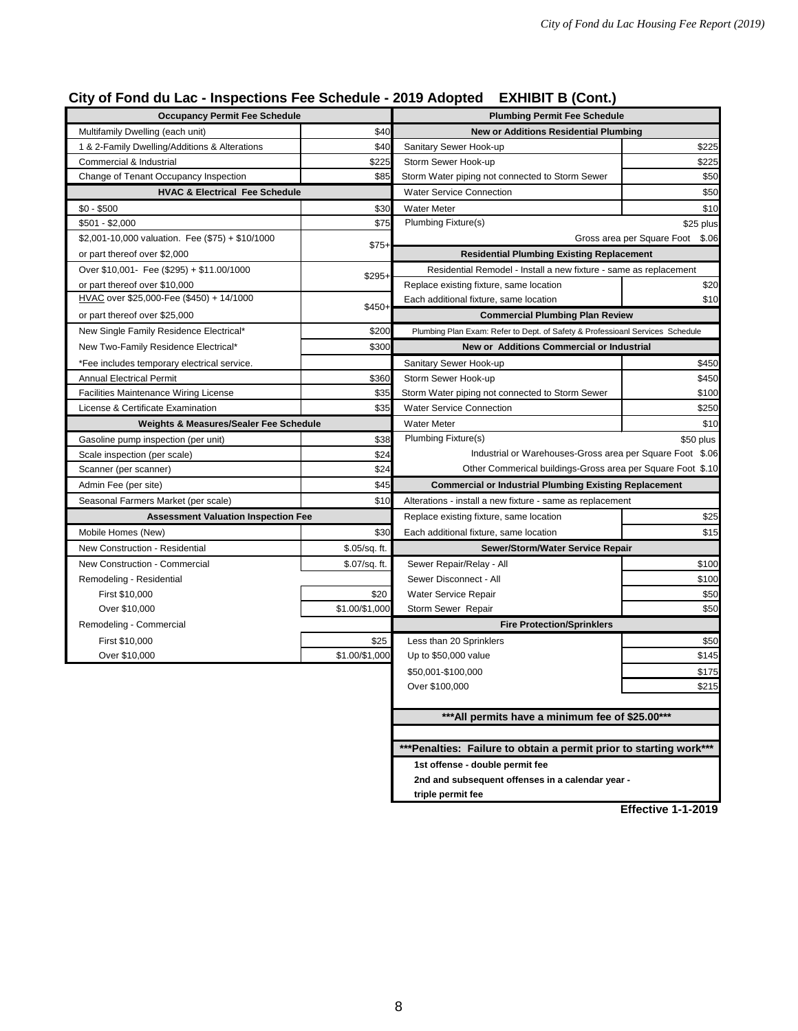## City of Fond du Lac - Inspections Fee Schedule - 2019 Adopted EXHIBIT B (Cont.)

| Occupancy Permit Fee Schedule | |
|---|---|
| Multifamily Dwelling (each unit) | $40 |
| 1 & 2-Family Dwelling/Additions & Alterations | $40 |
| Commercial & Industrial | $225 |
| Change of Tenant Occupancy Inspection | $85 |
| **HVAC & Electrical Fee Schedule** | |
| $0 - $500 | $30 |
| $501 - $2,000 | $75 |
| $2,001-10,000 valuation. Fee ($75) + $10/1000 or part thereof over $2,000 | $75+ |
| Over $10,001- Fee ($295) + $11.00/1000 or part thereof over $10,000 | $295+ |
| HVAC over $25,000-Fee ($450) + 14/1000 or part thereof over $25,000 | $450+ |
| New Single Family Residence Electrical* | $200 |
| New Two-Family Residence Electrical* | $300 |
| *Fee includes temporary electrical service. | |
| Annual Electrical Permit | $360 |
| Facilities Maintenance Wiring License | $35 |
| License & Certificate Examination | $35 |
| **Weights & Measures/Sealer Fee Schedule** | |
| Gasoline pump inspection (per unit) | $38 |
| Scale inspection (per scale) | $24 |
| Scanner (per scanner) | $24 |
| Admin Fee (per site) | $45 |
| Seasonal Farmers Market (per scale) | $10 |
| **Assessment Valuation Inspection Fee** | |
| Mobile Homes (New) | $30 |
| New Construction - Residential | $.05/sq. ft. |
| New Construction - Commercial | $.07/sq. ft. |
| Remodeling - Residential | |
| First $10,000 | $20 |
| Over $10,000 | $1.00/$1,000 |
| Remodeling - Commercial | |
| First $10,000 | $25 |
| Over $10,000 | $1.00/$1,000 |

| Plumbing Permit Fee Schedule | |
|---|---|
| **New or Additions Residential Plumbing** | |
| Sanitary Sewer Hook-up | $225 |
| Storm Sewer Hook-up | $225 |
| Storm Water piping not connected to Storm Sewer | $50 |
| Water Service Connection | $50 |
| Water Meter | $10 |
| Plumbing Fixture(s) | $25 plus |
| Gross area per Square Foot | $.06 |
| **Residential Plumbing Existing Replacement** | |
| Residential Remodel - Install a new fixture - same as replacement | |
| Replace existing fixture, same location | $20 |
| Each additional fixture, same location | $10 |
| **Commercial Plumbing Plan Review** | |
| Plumbing Plan Exam: Refer to Dept. of Safety & Professioanl Services Schedule | |
| **New or Additions Commercial or Industrial** | |
| Sanitary Sewer Hook-up | $450 |
| Storm Sewer Hook-up | $450 |
| Storm Water piping not connected to Storm Sewer | $100 |
| Water Service Connection | $250 |
| Water Meter | $10 |
| Plumbing Fixture(s) | $50 plus |
| Industrial or Warehouses-Gross area per Square Foot | $.06 |
| Other Commerical buildings-Gross area per Square Foot | $.10 |
| **Commercial or Industrial Plumbing Existing Replacement** | |
| Alterations - install a new fixture - same as replacement | |
| Replace existing fixture, same location | $25 |
| Each additional fixture, same location | $15 |
| **Sewer/Storm/Water Service Repair** | |
| Sewer Repair/Relay - All | $100 |
| Sewer Disconnect - All | $100 |
| Water Service Repair | $50 |
| Storm Sewer Repair | $50 |
| **Fire Protection/Sprinklers** | |
| Less than 20 Sprinklers | $50 |
| Up to $50,000 value | $145 |
| $50,001-$100,000 | $175 |
| Over $100,000 | $215 |

**\*\*\*All permits have a minimum fee of $25.00\*\*\***

**\*\*\*Penalties: Failure to obtain a permit prior to starting work\*\*\***

**1st offense - double permit fee**

**2nd and subsequent offenses in a calendar year - triple permit fee**

**Effective 1-1-2019**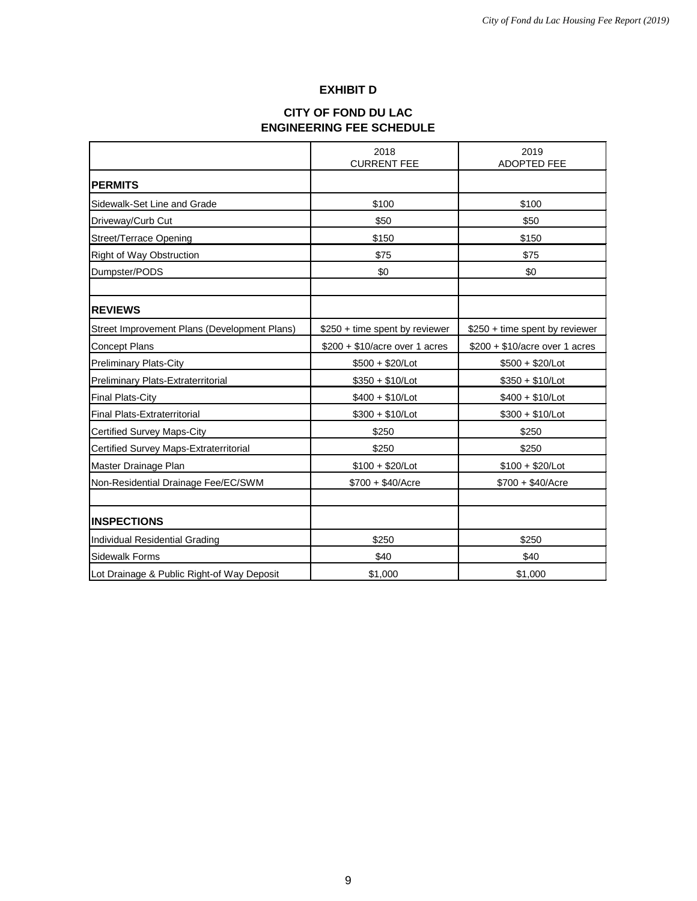**EXHIBIT D**

**CITY OF FOND DU LAC**
**ENGINEERING FEE SCHEDULE**

| | 2018 CURRENT FEE | 2019 ADOPTED FEE |
|---|---|---|
| **PERMITS** | | |
| Sidewalk-Set Line and Grade | $100 | $100 |
| Driveway/Curb Cut | $50 | $50 |
| Street/Terrace Opening | $150 | $150 |
| Right of Way Obstruction | $75 | $75 |
| Dumpster/PODS | $0 | $0 |
| | | |
| **REVIEWS** | | |
| Street Improvement Plans (Development Plans) | $250 + time spent by reviewer | $250 + time spent by reviewer |
| Concept Plans | $200 + $10/acre over 1 acres | $200 + $10/acre over 1 acres |
| Preliminary Plats-City | $500 + $20/Lot | $500 + $20/Lot |
| Preliminary Plats-Extraterritorial | $350 + $10/Lot | $350 + $10/Lot |
| Final Plats-City | $400 + $10/Lot | $400 + $10/Lot |
| Final Plats-Extraterritorial | $300 + $10/Lot | $300 + $10/Lot |
| Certified Survey Maps-City | $250 | $250 |
| Certified Survey Maps-Extraterritorial | $250 | $250 |
| Master Drainage Plan | $100 + $20/Lot | $100 + $20/Lot |
| Non-Residential Drainage Fee/EC/SWM | $700 + $40/Acre | $700 + $40/Acre |
| | | |
| **INSPECTIONS** | | |
| Individual Residential Grading | $250 | $250 |
| Sidewalk Forms | $40 | $40 |
| Lot Drainage & Public Right-of Way Deposit | $1,000 | $1,000 |